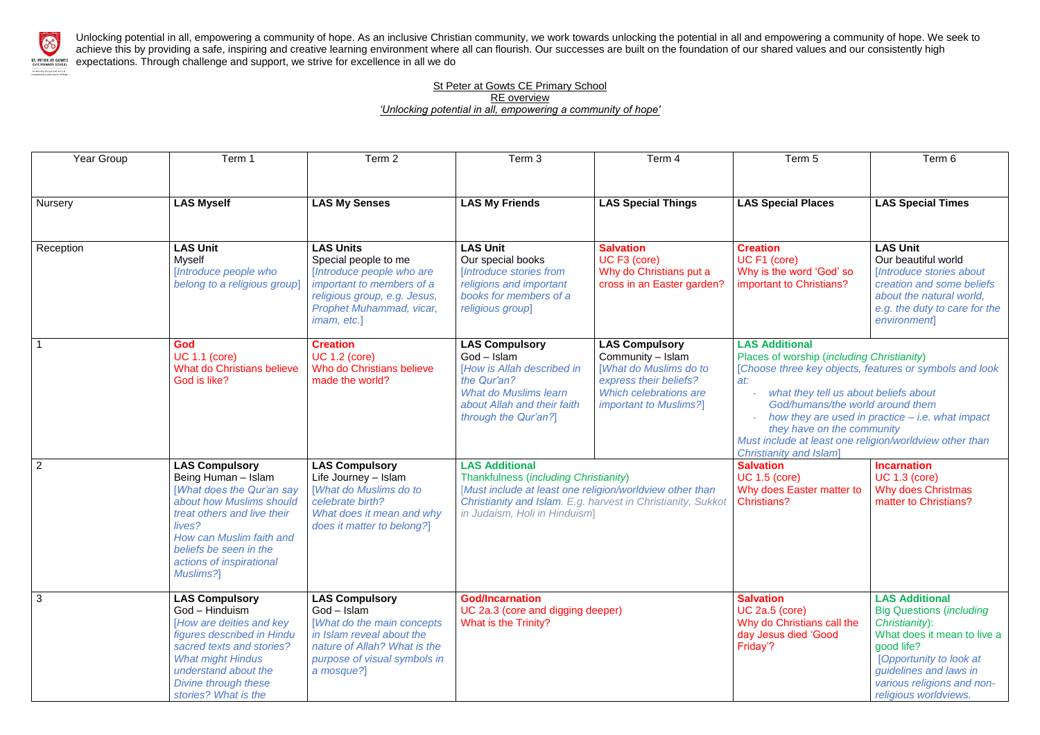Unlocking potential in all, empowering a community of hope. As an inclusive Christian community, we work towards unlocking the potential in all and empowering a community of hope. We seek to achieve this by providing a safe, inspiring and creative learning environment where all can flourish. Our successes are built on the foundation of our shared values and our consistently high expectations. Through challenge and support, we strive for excellence in all we do

St Peter at Gowts CE Primary School
RE overview
*'Unlocking potential in all, empowering a community of hope'*

| Year Group | Term 1 | Term 2 | Term 3 | Term 4 | Term 5 | Term 6 |
|---|---|---|---|---|---|---|
| Nursery | **LAS Myself** | **LAS My Senses** | **LAS My Friends** | **LAS Special Things** | **LAS Special Places** | **LAS Special Times** |
| Reception | **LAS Unit**<br>Myself<br>*[Introduce people who belong to a religious group]* | **LAS Units**<br>Special people to me<br>*[Introduce people who are important to members of a religious group, e.g. Jesus, Prophet Muhammad, vicar, imam, etc.]* | **LAS Unit**<br>Our special books<br>*[Introduce stories from religions and important books for members of a religious group]* | **Salvation**<br>UC F3 (core)<br>Why do Christians put a cross in an Easter garden? | **Creation**<br>UC F1 (core)<br>Why is the word 'God' so important to Christians? | **LAS Unit**<br>Our beautiful world<br>*[Introduce stories about creation and some beliefs about the natural world, e.g. the duty to care for the environment]* |
| 1 | **God**<br>UC 1.1 (core)<br>What do Christians believe God is like? | **Creation**<br>UC 1.2 (core)<br>Who do Christians believe made the world? | **LAS Compulsory**<br>God – Islam<br>*[How is Allah described in the Qur'an?<br>What do Muslims learn about Allah and their faith through the Qur'an?]* | **LAS Compulsory**<br>Community – Islam<br>*[What do Muslims do to express their beliefs?<br>Which celebrations are important to Muslims?]* | **LAS Additional**<br>Places of worship (*including Christianity*)<br>*[Choose three key objects, features or symbols and look at:*<br>*- what they tell us about beliefs about God/humans/the world around them*<br>*- how they are used in practice – i.e. what impact they have on the community*<br>*Must include at least one religion/worldview other than Christianity and Islam]* | |
| 2 | **LAS Compulsory**<br>Being Human – Islam<br>*[What does the Qur'an say about how Muslims should treat others and live their lives?<br>How can Muslim faith and beliefs be seen in the actions of inspirational Muslims?]* | **LAS Compulsory**<br>Life Journey – Islam<br>*[What do Muslims do to celebrate birth?<br>What does it mean and why does it matter to belong?]* | **LAS Additional**<br>Thankfulness (*including Christianity*)<br>*[Must include at least one religion/worldview other than Christianity and Islam. E.g. harvest in Christianity, Sukkot in Judaism, Holi in Hinduism]* | | **Salvation**<br>UC 1.5 (core)<br>Why does Easter matter to Christians? | **Incarnation**<br>UC 1.3 (core)<br>Why does Christmas matter to Christians? |
| 3 | **LAS Compulsory**<br>God – Hinduism<br>*[How are deities and key figures described in Hindu sacred texts and stories?<br>What might Hindus understand about the Divine through these stories? What is the* | **LAS Compulsory**<br>God – Islam<br>*[What do the main concepts in Islam reveal about the nature of Allah? What is the purpose of visual symbols in a mosque?]* | **God/Incarnation**<br>UC 2a.3 (core and digging deeper)<br>What is the Trinity? | | **Salvation**<br>UC 2a.5 (core)<br>Why do Christians call the day Jesus died 'Good Friday'? | **LAS Additional**<br>Big Questions (*including Christianity*):<br>What does it mean to live a good life?<br>*[Opportunity to look at guidelines and laws in various religions and non-religious worldviews.* |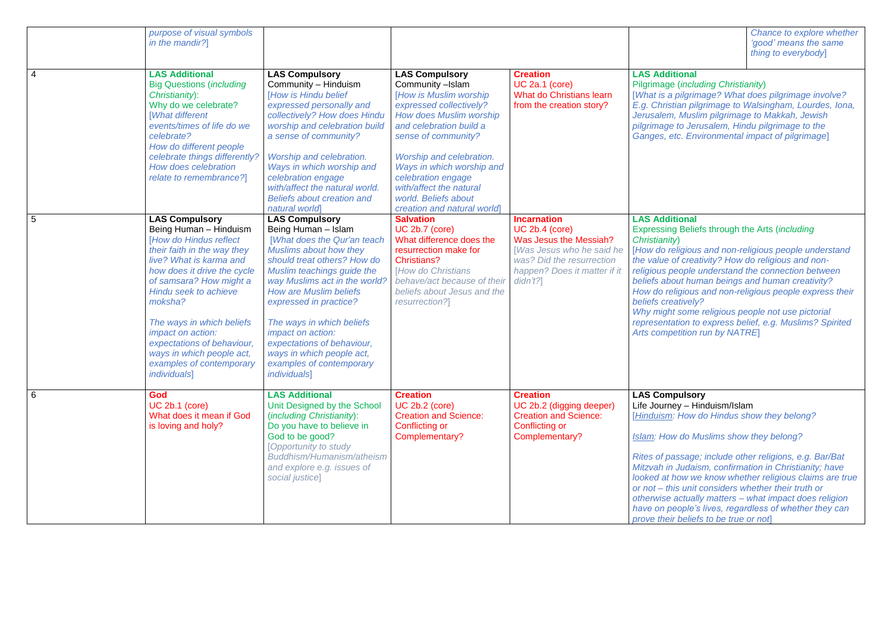| | | | | | | |
|---|---|---|---|---|---|---|
| | *purpose of visual symbols in the mandir?*] | | | | | *Chance to explore whether 'good' means the same thing to everybody*] |
| 4 | **LAS Additional**<br>Big Questions (*including Christianity*):<br>Why do we celebrate?<br>[*What different events/times of life do we celebrate?*<br>*How do different people celebrate things differently?*<br>*How does celebration relate to remembrance?*] | **LAS Compulsory**<br>Community – Hinduism<br>[*How is Hindu belief expressed personally and collectively? How does Hindu worship and celebration build a sense of community?*<br><br>*Worship and celebration. Ways in which worship and celebration engage with/affect the natural world. Beliefs about creation and natural world*] | **LAS Compulsory**<br>Community –Islam<br>[*How is Muslim worship expressed collectively? How does Muslim worship and celebration build a sense of community?*<br><br>*Worship and celebration. Ways in which worship and celebration engage with/affect the natural world. Beliefs about creation and natural world*] | **Creation**<br>UC 2a.1 (core)<br>What do Christians learn from the creation story? | **LAS Additional**<br>Pilgrimage (*including Christianity*)<br>[*What is a pilgrimage? What does pilgrimage involve? E.g. Christian pilgrimage to Walsingham, Lourdes, Iona, Jerusalem, Muslim pilgrimage to Makkah, Jewish pilgrimage to Jerusalem, Hindu pilgrimage to the Ganges, etc. Environmental impact of pilgrimage*] | |
| 5 | **LAS Compulsory**<br>Being Human – Hinduism<br>[*How do Hindus reflect their faith in the way they live? What is karma and how does it drive the cycle of samsara? How might a Hindu seek to achieve moksha?*<br><br>*The ways in which beliefs impact on action: expectations of behaviour, ways in which people act, examples of contemporary individuals*] | **LAS Compulsory**<br>Being Human – Islam<br>[*What does the Qur'an teach Muslims about how they should treat others? How do Muslim teachings guide the way Muslims act in the world? How are Muslim beliefs expressed in practice?*<br><br>*The ways in which beliefs impact on action: expectations of behaviour, ways in which people act, examples of contemporary individuals*] | **Salvation**<br>UC 2b.7 (core)<br>What difference does the resurrection make for Christians?<br>[*How do Christians behave/act because of their beliefs about Jesus and the resurrection?*] | **Incarnation**<br>UC 2b.4 (core)<br>Was Jesus the Messiah?<br>[*Was Jesus who he said he was? Did the resurrection happen? Does it matter if it didn't?*] | **LAS Additional**<br>Expressing Beliefs through the Arts (*including Christianity*)<br>[*How do religious and non-religious people understand the value of creativity? How do religious and non-religious people understand the connection between beliefs about human beings and human creativity? How do religious and non-religious people express their beliefs creatively?*<br>*Why might some religious people not use pictorial representation to express belief, e.g. Muslims? Spirited Arts competition run by NATRE*] | |
| 6 | **God**<br>UC 2b.1 (core)<br>What does it mean if God is loving and holy? | **LAS Additional**<br>Unit Designed by the School (*including Christianity*):<br>Do you have to believe in God to be good?<br>[*Opportunity to study Buddhism/Humanism/atheism and explore e.g. issues of social justice*] | **Creation**<br>UC 2b.2 (core)<br>Creation and Science: Conflicting or Complementary? | **Creation**<br>UC 2b.2 (digging deeper)<br>Creation and Science: Conflicting or Complementary? | **LAS Compulsory**<br>Life Journey – Hinduism/Islam<br>[*Hinduism: How do Hindus show they belong?*<br><br>*Islam: How do Muslims show they belong?*<br><br>*Rites of passage; include other religions, e.g. Bar/Bat Mitzvah in Judaism, confirmation in Christianity; have looked at how we know whether religious claims are true or not – this unit considers whether their truth or otherwise actually matters – what impact does religion have on people's lives, regardless of whether they can prove their beliefs to be true or not*] | |